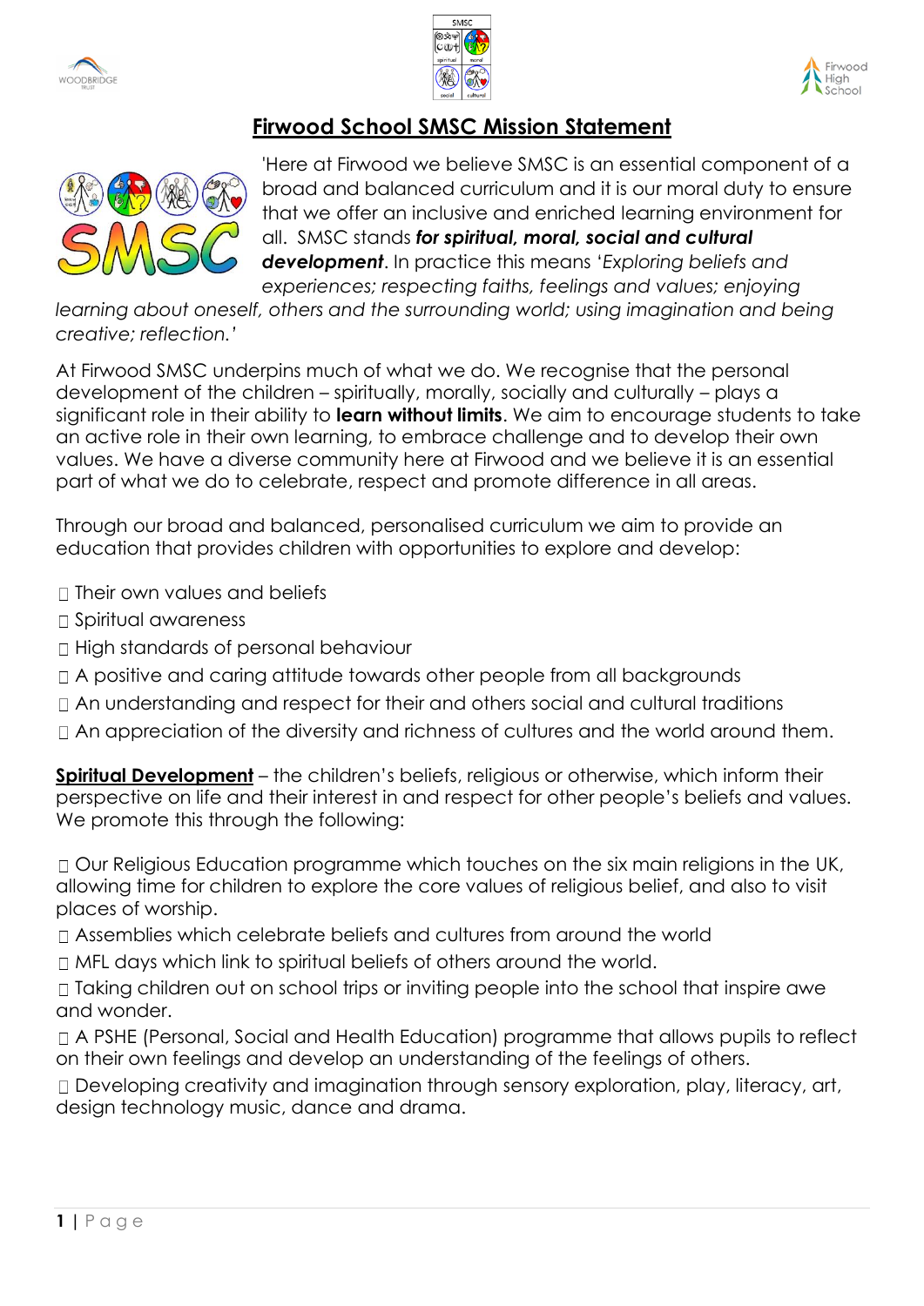# Firwood School SMSC Mission Statement

'Here at Firwood we believe SMSC is an essential component of a broad and balanced curriculum and it is our moral duty to ensure that we offer an inclusive and enriched learning environment for all. SMSC stands ***for spiritual, moral, social and cultural development***. In practice this means '*Exploring beliefs and experiences; respecting faiths, feelings and values; enjoying learning about oneself, others and the surrounding world; using imagination and being creative; reflection.*'

At Firwood SMSC underpins much of what we do. We recognise that the personal development of the children – spiritually, morally, socially and culturally – plays a significant role in their ability to **learn without limits**. We aim to encourage students to take an active role in their own learning, to embrace challenge and to develop their own values. We have a diverse community here at Firwood and we believe it is an essential part of what we do to celebrate, respect and promote difference in all areas.

Through our broad and balanced, personalised curriculum we aim to provide an education that provides children with opportunities to explore and develop:

- Their own values and beliefs
- Spiritual awareness
- High standards of personal behaviour
- A positive and caring attitude towards other people from all backgrounds
- An understanding and respect for their and others social and cultural traditions
- An appreciation of the diversity and richness of cultures and the world around them.

**Spiritual Development** – the children's beliefs, religious or otherwise, which inform their perspective on life and their interest in and respect for other people's beliefs and values. We promote this through the following:

- Our Religious Education programme which touches on the six main religions in the UK, allowing time for children to explore the core values of religious belief, and also to visit places of worship.
- Assemblies which celebrate beliefs and cultures from around the world
- MFL days which link to spiritual beliefs of others around the world.
- Taking children out on school trips or inviting people into the school that inspire awe and wonder.
- A PSHE (Personal, Social and Health Education) programme that allows pupils to reflect on their own feelings and develop an understanding of the feelings of others.
- Developing creativity and imagination through sensory exploration, play, literacy, art, design technology music, dance and drama.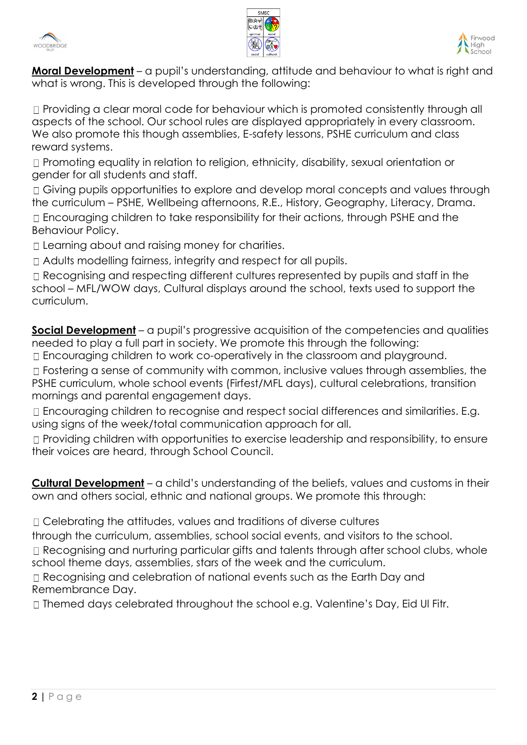**Moral Development** – a pupil's understanding, attitude and behaviour to what is right and what is wrong. This is developed through the following:

- Providing a clear moral code for behaviour which is promoted consistently through all aspects of the school. Our school rules are displayed appropriately in every classroom. We also promote this though assemblies, E-safety lessons, PSHE curriculum and class reward systems.
- Promoting equality in relation to religion, ethnicity, disability, sexual orientation or gender for all students and staff.
- Giving pupils opportunities to explore and develop moral concepts and values through the curriculum – PSHE, Wellbeing afternoons, R.E., History, Geography, Literacy, Drama.
- Encouraging children to take responsibility for their actions, through PSHE and the Behaviour Policy.
- Learning about and raising money for charities.
- Adults modelling fairness, integrity and respect for all pupils.
- Recognising and respecting different cultures represented by pupils and staff in the school – MFL/WOW days, Cultural displays around the school, texts used to support the curriculum.

**Social Development** – a pupil's progressive acquisition of the competencies and qualities needed to play a full part in society. We promote this through the following:

- Encouraging children to work co-operatively in the classroom and playground.
- Fostering a sense of community with common, inclusive values through assemblies, the PSHE curriculum, whole school events (Firfest/MFL days), cultural celebrations, transition mornings and parental engagement days.
- Encouraging children to recognise and respect social differences and similarities. E.g. using signs of the week/total communication approach for all.
- Providing children with opportunities to exercise leadership and responsibility, to ensure their voices are heard, through School Council.

**Cultural Development** – a child's understanding of the beliefs, values and customs in their own and others social, ethnic and national groups. We promote this through:

- Celebrating the attitudes, values and traditions of diverse cultures through the curriculum, assemblies, school social events, and visitors to the school.
- Recognising and nurturing particular gifts and talents through after school clubs, whole school theme days, assemblies, stars of the week and the curriculum.
- Recognising and celebration of national events such as the Earth Day and Remembrance Day.
- Themed days celebrated throughout the school e.g. Valentine's Day, Eid Ul Fitr.